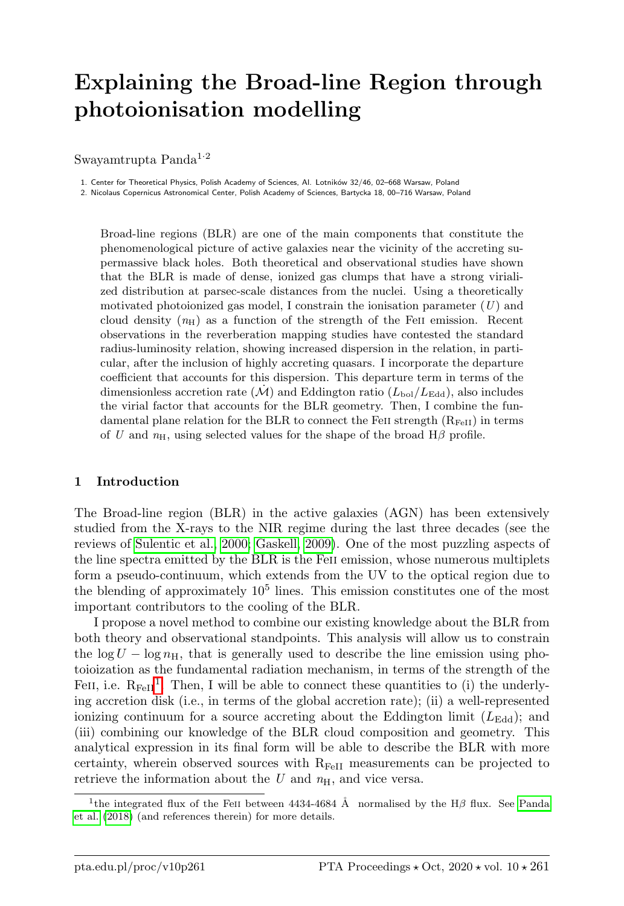# Explaining the Broad-line Region through photoionisation modelling

Swayamtrupta Panda[1,2]

1. Center for Theoretical Physics, Polish Academy of Sciences, Al. Lotników 32/46, 02–668 Warsaw, Poland
2. Nicolaus Copernicus Astronomical Center, Polish Academy of Sciences, Bartycka 18, 00–716 Warsaw, Poland

Broad-line regions (BLR) are one of the main components that constitute the phenomenological picture of active galaxies near the vicinity of the accreting supermassive black holes. Both theoretical and observational studies have shown that the BLR is made of dense, ionized gas clumps that have a strong virialized distribution at parsec-scale distances from the nuclei. Using a theoretically motivated photoionized gas model, I constrain the ionisation parameter ($U$) and cloud density ($n_{\mathrm{H}}$) as a function of the strength of the FeII emission. Recent observations in the reverberation mapping studies have contested the standard radius-luminosity relation, showing increased dispersion in the relation, in particular, after the inclusion of highly accreting quasars. I incorporate the departure coefficient that accounts for this dispersion. This departure term in terms of the dimensionless accretion rate ($\dot{\mathcal{M}}$) and Eddington ratio ($L_{\mathrm{bol}}/L_{\mathrm{Edd}}$), also includes the virial factor that accounts for the BLR geometry. Then, I combine the fundamental plane relation for the BLR to connect the FeII strength ($\mathrm{R}_{\mathrm{FeII}}$) in terms of $U$ and $n_{\mathrm{H}}$, using selected values for the shape of the broad H$\beta$ profile.

## 1 Introduction

The Broad-line region (BLR) in the active galaxies (AGN) has been extensively studied from the X-rays to the NIR regime during the last three decades (see the reviews of Sulentic et al., 2000; Gaskell, 2009). One of the most puzzling aspects of the line spectra emitted by the BLR is the FeII emission, whose numerous multiplets form a pseudo-continuum, which extends from the UV to the optical region due to the blending of approximately $10^5$ lines. This emission constitutes one of the most important contributors to the cooling of the BLR.

I propose a novel method to combine our existing knowledge about the BLR from both theory and observational standpoints. This analysis will allow us to constrain the $\log U - \log n_{\mathrm{H}}$, that is generally used to describe the line emission using photoioization as the fundamental radiation mechanism, in terms of the strength of the FeII, i.e. $\mathrm{R}_{\mathrm{FeII}}$[1]. Then, I will be able to connect these quantities to (i) the underlying accretion disk (i.e., in terms of the global accretion rate); (ii) a well-represented ionizing continuum for a source accreting about the Eddington limit ($L_{\mathrm{Edd}}$); and (iii) combining our knowledge of the BLR cloud composition and geometry. This analytical expression in its final form will be able to describe the BLR with more certainty, wherein observed sources with $\mathrm{R}_{\mathrm{FeII}}$ measurements can be projected to retrieve the information about the $U$ and $n_{\mathrm{H}}$, and vice versa.

[1]the integrated flux of the FeII between 4434-4684 Å normalised by the H$\beta$ flux. See Panda et al. (2018) (and references therein) for more details.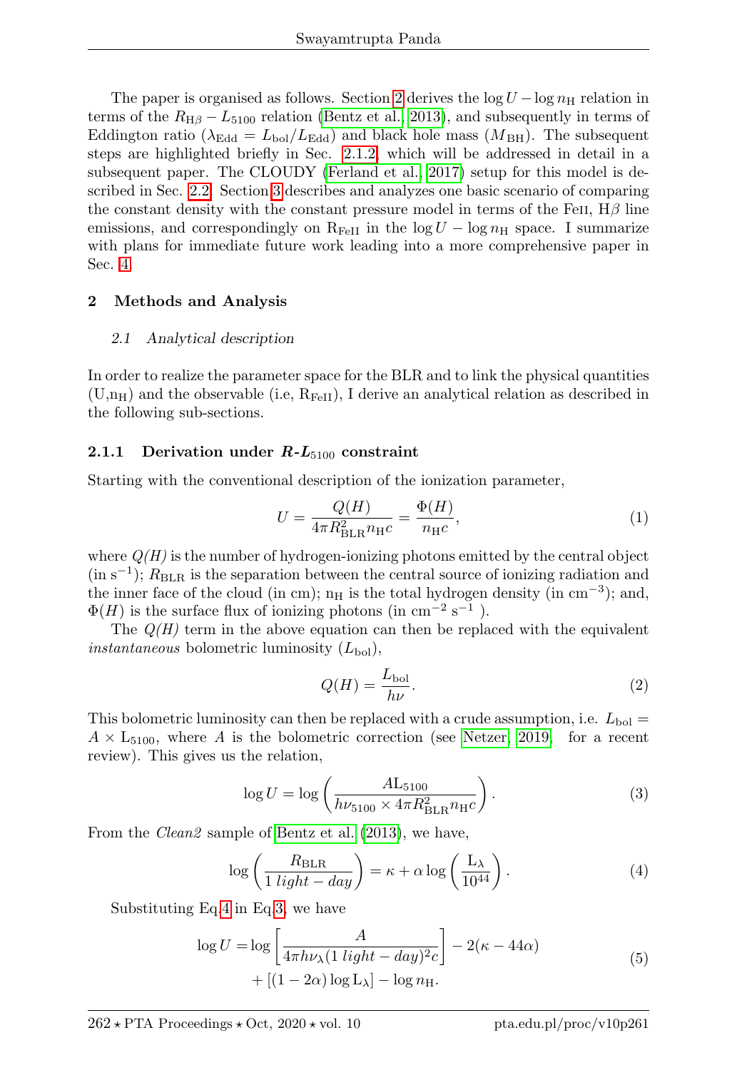The paper is organised as follows. Section 2 derives the $\log U - \log n_{\rm H}$ relation in terms of the $R_{\rm H\beta} - L_{5100}$ relation (Bentz et al., 2013), and subsequently in terms of Eddington ratio ($\lambda_{\rm Edd} = L_{\rm bol}/L_{\rm Edd}$) and black hole mass ($M_{\rm BH}$). The subsequent steps are highlighted briefly in Sec. 2.1.2, which will be addressed in detail in a subsequent paper. The CLOUDY (Ferland et al., 2017) setup for this model is described in Sec. 2.2. Section 3 describes and analyzes one basic scenario of comparing the constant density with the constant pressure model in terms of the FeII, H$\beta$ line emissions, and correspondingly on $\rm R_{FeII}$ in the $\log U - \log n_{\rm H}$ space. I summarize with plans for immediate future work leading into a more comprehensive paper in Sec. 4.

## 2 Methods and Analysis

### 2.1 Analytical description

In order to realize the parameter space for the BLR and to link the physical quantities ($\rm U$,$\rm n_H$) and the observable (i.e, $\rm R_{FeII}$), I derive an analytical relation as described in the following sub-sections.

#### 2.1.1 Derivation under $R$-$L_{5100}$ constraint

Starting with the conventional description of the ionization parameter,

$$U = \frac{Q(H)}{4\pi R^2_{\rm BLR} n_{\rm H} c} = \frac{\Phi(H)}{n_{\rm H} c}, \tag{1}$$

where *Q(H)* is the number of hydrogen-ionizing photons emitted by the central object (in $\rm s^{-1}$); $R_{\rm BLR}$ is the separation between the central source of ionizing radiation and the inner face of the cloud (in cm); $\rm n_H$ is the total hydrogen density (in $\rm cm^{-3}$); and, $\Phi(H)$ is the surface flux of ionizing photons (in $\rm cm^{-2}\ s^{-1}$ ).

The *Q(H)* term in the above equation can then be replaced with the equivalent *instantaneous* bolometric luminosity ($L_{\rm bol}$),

$$Q(H) = \frac{L_{\rm bol}}{h\nu}. \tag{2}$$

This bolometric luminosity can then be replaced with a crude assumption, i.e. $L_{\rm bol} = A \times \rm L_{5100}$, where $A$ is the bolometric correction (see Netzer, 2019, for a recent review). This gives us the relation,

$$\log U = \log\left(\frac{A\rm L_{5100}}{h\nu_{5100} \times 4\pi R^2_{\rm BLR} n_{\rm H} c}\right). \tag{3}$$

From the *Clean2* sample of Bentz et al. (2013), we have,

$$\log\left(\frac{R_{\rm BLR}}{1\ light-day}\right) = \kappa + \alpha \log\left(\frac{\rm L_\lambda}{10^{44}}\right). \tag{4}$$

Substituting Eq.4 in Eq.3, we have

$$\begin{aligned}\log U = &\log\left[\frac{A}{4\pi h\nu_\lambda (1\ light-day)^2 c}\right] - 2(\kappa - 44\alpha) \\ &+ [(1-2\alpha)\log \rm L_\lambda] - \log n_{\rm H}.\end{aligned} \tag{5}$$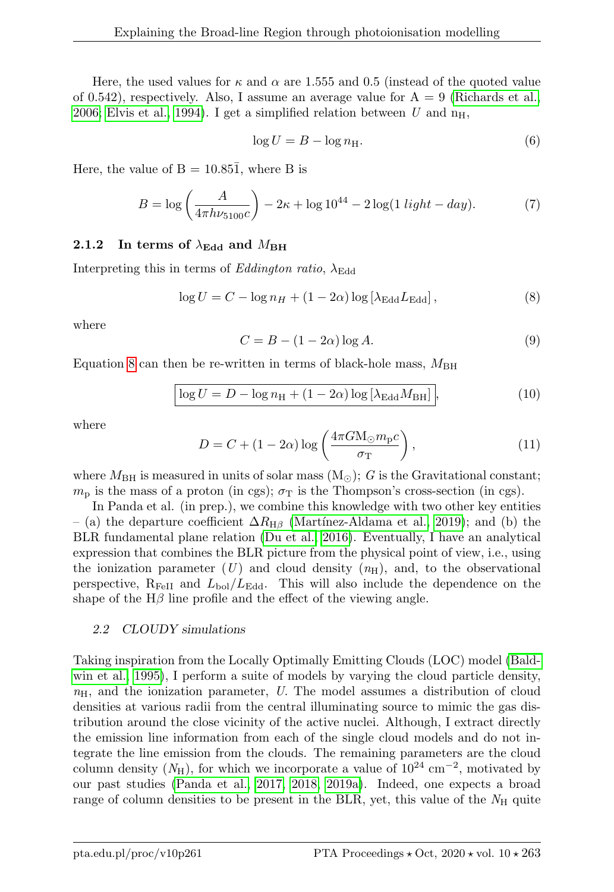Here, the used values for $\kappa$ and $\alpha$ are 1.555 and 0.5 (instead of the quoted value of 0.542), respectively. Also, I assume an average value for A = 9 (Richards et al. 2006; Elvis et al. 1994). I get a simplified relation between $U$ and $n_{\rm H}$,

$$\log U = B - \log n_{\rm H}. \tag{6}$$

Here, the value of B = $10.85\bar{1}$, where B is

$$B = \log\left(\frac{A}{4\pi h\nu_{5100}c}\right) - 2\kappa + \log 10^{44} - 2\log(1\ light - day). \tag{7}$$

### 2.1.2 In terms of $\lambda_{\rm Edd}$ and $M_{\rm BH}$

Interpreting this in terms of *Eddington ratio*, $\lambda_{\rm Edd}$

$$\log U = C - \log n_H + (1-2\alpha)\log\left[\lambda_{\rm Edd}L_{\rm Edd}\right], \tag{8}$$

where

$$C = B - (1-2\alpha)\log A. \tag{9}$$

Equation 8 can then be re-written in terms of black-hole mass, $M_{\rm BH}$

$$\boxed{\log U = D - \log n_{\rm H} + (1-2\alpha)\log\left[\lambda_{\rm Edd}M_{\rm BH}\right]}, \tag{10}$$

where

$$D = C + (1-2\alpha)\log\left(\frac{4\pi G{\rm M}_{\odot}m_{\rm p}c}{\sigma_{\rm T}}\right), \tag{11}$$

where $M_{\rm BH}$ is measured in units of solar mass (${\rm M}_{\odot}$); $G$ is the Gravitational constant; $m_{\rm p}$ is the mass of a proton (in cgs); $\sigma_{\rm T}$ is the Thompson's cross-section (in cgs).

In Panda et al. (in prep.), we combine this knowledge with two other key entities – (a) the departure coefficient $\Delta R_{\rm H\beta}$ (Martínez-Aldama et al. 2019); and (b) the BLR fundamental plane relation (Du et al. 2016). Eventually, I have an analytical expression that combines the BLR picture from the physical point of view, i.e., using the ionization parameter ($U$) and cloud density ($n_{\rm H}$), and, to the observational perspective, $\rm R_{FeII}$ and $L_{\rm bol}/L_{\rm Edd}$. This will also include the dependence on the shape of the H$\beta$ line profile and the effect of the viewing angle.

## *2.2 CLOUDY simulations*

Taking inspiration from the Locally Optimally Emitting Clouds (LOC) model (Baldwin et al. 1995), I perform a suite of models by varying the cloud particle density, $n_{\rm H}$, and the ionization parameter, $U$. The model assumes a distribution of cloud densities at various radii from the central illuminating source to mimic the gas distribution around the close vicinity of the active nuclei. Although, I extract directly the emission line information from each of the single cloud models and do not integrate the line emission from the clouds. The remaining parameters are the cloud column density ($N_{\rm H}$), for which we incorporate a value of $10^{24}$ cm$^{-2}$, motivated by our past studies (Panda et al. 2017, 2018, 2019a). Indeed, one expects a broad range of column densities to be present in the BLR, yet, this value of the $N_{\rm H}$ quite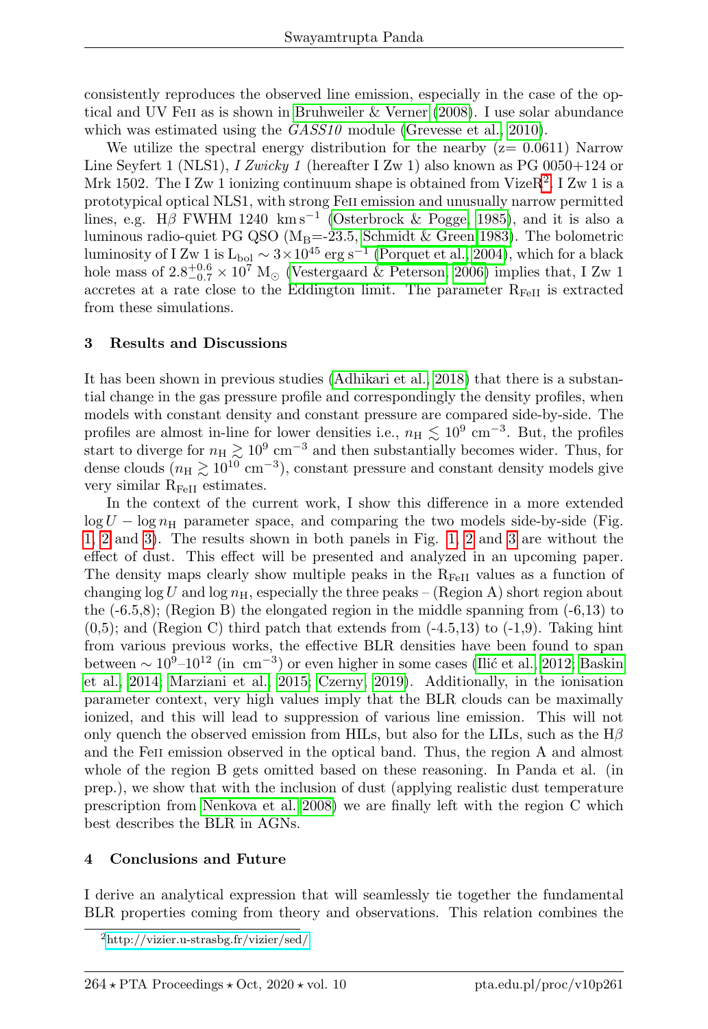consistently reproduces the observed line emission, especially in the case of the optical and UV FeII as is shown in Bruhweiler & Verner (2008). I use solar abundance which was estimated using the *GASS10* module (Grevesse et al., 2010).

We utilize the spectral energy distribution for the nearby (z= 0.0611) Narrow Line Seyfert 1 (NLS1), *I Zwicky 1* (hereafter I Zw 1) also known as PG 0050+124 or Mrk 1502. The I Zw 1 ionizing continuum shape is obtained from VizeR[2]. I Zw 1 is a prototypical optical NLS1, with strong FeII emission and unusually narrow permitted lines, e.g. H$\beta$ FWHM 1240 km s$^{-1}$ (Osterbrock & Pogge, 1985), and it is also a luminous radio-quiet PG QSO (M$_{\rm B}$=-23.5, Schmidt & Green 1983). The bolometric luminosity of I Zw 1 is L$_{\rm bol}$ $\sim 3\times10^{45}$ erg s$^{-1}$ (Porquet et al., 2004), which for a black hole mass of $2.8^{+0.6}_{-0.7}\times10^{7}$ M$_{\odot}$ (Vestergaard & Peterson, 2006) implies that, I Zw 1 accretes at a rate close to the Eddington limit. The parameter R$_{\rm FeII}$ is extracted from these simulations.

## 3 Results and Discussions

It has been shown in previous studies (Adhikari et al., 2018) that there is a substantial change in the gas pressure profile and correspondingly the density profiles, when models with constant density and constant pressure are compared side-by-side. The profiles are almost in-line for lower densities i.e., $n_{\rm H} \lesssim 10^{9}$ cm$^{-3}$. But, the profiles start to diverge for $n_{\rm H} \gtrsim 10^{9}$ cm$^{-3}$ and then substantially becomes wider. Thus, for dense clouds ($n_{\rm H} \gtrsim 10^{10}$ cm$^{-3}$), constant pressure and constant density models give very similar R$_{\rm FeII}$ estimates.

In the context of the current work, I show this difference in a more extended $\log U - \log n_{\rm H}$ parameter space, and comparing the two models side-by-side (Fig. 1, 2 and 3). The results shown in both panels in Fig. 1, 2 and 3 are without the effect of dust. This effect will be presented and analyzed in an upcoming paper. The density maps clearly show multiple peaks in the R$_{\rm FeII}$ values as a function of changing $\log U$ and $\log n_{\rm H}$, especially the three peaks – (Region A) short region about the (-6.5,8); (Region B) the elongated region in the middle spanning from (-6,13) to (0,5); and (Region C) third patch that extends from (-4.5,13) to (-1,9). Taking hint from various previous works, the effective BLR densities have been found to span between $\sim 10^{9}$–$10^{12}$ (in cm$^{-3}$) or even higher in some cases (Ilić et al., 2012; Baskin et al., 2014; Marziani et al., 2015; Czerny, 2019). Additionally, in the ionisation parameter context, very high values imply that the BLR clouds can be maximally ionized, and this will lead to suppression of various line emission. This will not only quench the observed emission from HILs, but also for the LILs, such as the H$\beta$ and the FeII emission observed in the optical band. Thus, the region A and almost whole of the region B gets omitted based on these reasoning. In Panda et al. (in prep.), we show that with the inclusion of dust (applying realistic dust temperature prescription from Nenkova et al. 2008) we are finally left with the region C which best describes the BLR in AGNs.

## 4 Conclusions and Future

I derive an analytical expression that will seamlessly tie together the fundamental BLR properties coming from theory and observations. This relation combines the

[2] http://vizier.u-strasbg.fr/vizier/sed/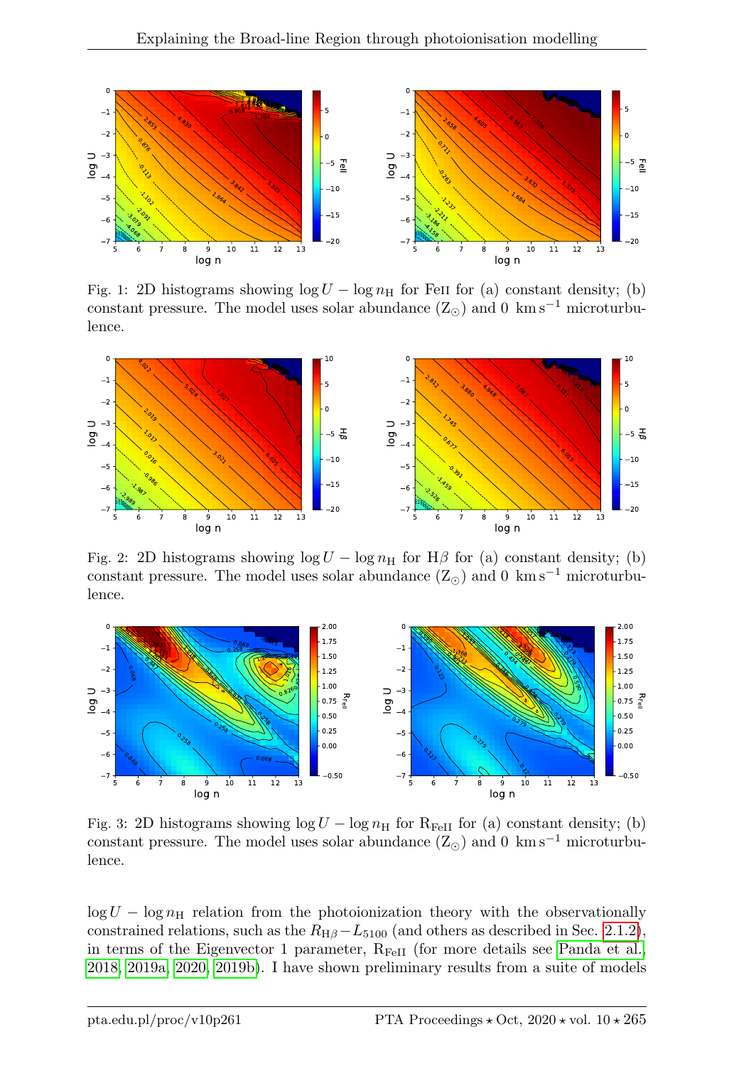Fig. 1: 2D histograms showing $\log U - \log n_{\mathrm{H}}$ for FeII for (a) constant density; (b) constant pressure. The model uses solar abundance ($Z_{\odot}$) and 0 $\mathrm{km\,s^{-1}}$ microturbulence.

Fig. 2: 2D histograms showing $\log U - \log n_{\mathrm{H}}$ for H$\beta$ for (a) constant density; (b) constant pressure. The model uses solar abundance ($Z_{\odot}$) and 0 $\mathrm{km\,s^{-1}}$ microturbulence.

Fig. 3: 2D histograms showing $\log U - \log n_{\mathrm{H}}$ for $\mathrm{R_{FeII}}$ for (a) constant density; (b) constant pressure. The model uses solar abundance ($Z_{\odot}$) and 0 $\mathrm{km\,s^{-1}}$ microturbulence.

$\log U - \log n_{\mathrm{H}}$ relation from the photoionization theory with the observationally constrained relations, such as the $R_{\mathrm{H}\beta} - L_{5100}$ (and others as described in Sec. 2.1.2), in terms of the Eigenvector 1 parameter, $\mathrm{R_{FeII}}$ (for more details see Panda et al. 2018, 2019a, 2020, 2019b). I have shown preliminary results from a suite of models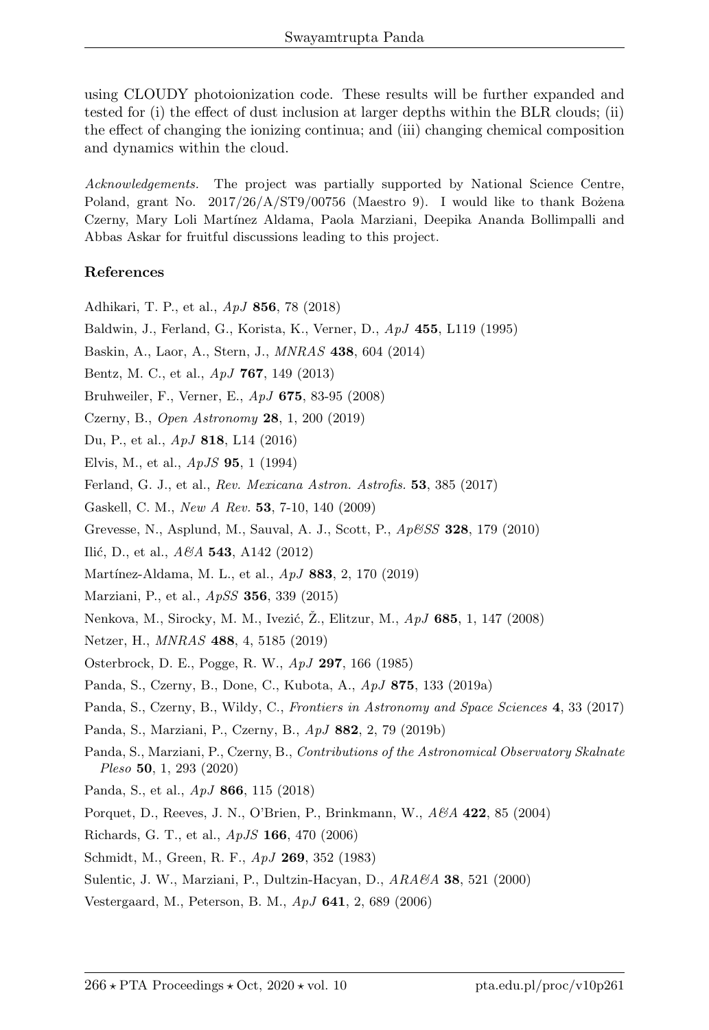using CLOUDY photoionization code. These results will be further expanded and tested for (i) the effect of dust inclusion at larger depths within the BLR clouds; (ii) the effect of changing the ionizing continua; and (iii) changing chemical composition and dynamics within the cloud.

*Acknowledgements.* The project was partially supported by National Science Centre, Poland, grant No. 2017/26/A/ST9/00756 (Maestro 9). I would like to thank Bożena Czerny, Mary Loli Martínez Aldama, Paola Marziani, Deepika Ananda Bollimpalli and Abbas Askar for fruitful discussions leading to this project.

### References

Adhikari, T. P., et al., *ApJ* **856**, 78 (2018)

Baldwin, J., Ferland, G., Korista, K., Verner, D., *ApJ* **455**, L119 (1995)

Baskin, A., Laor, A., Stern, J., *MNRAS* **438**, 604 (2014)

Bentz, M. C., et al., *ApJ* **767**, 149 (2013)

Bruhweiler, F., Verner, E., *ApJ* **675**, 83-95 (2008)

Czerny, B., *Open Astronomy* **28**, 1, 200 (2019)

Du, P., et al., *ApJ* **818**, L14 (2016)

Elvis, M., et al., *ApJS* **95**, 1 (1994)

Ferland, G. J., et al., *Rev. Mexicana Astron. Astrofis.* **53**, 385 (2017)

Gaskell, C. M., *New A Rev.* **53**, 7-10, 140 (2009)

Grevesse, N., Asplund, M., Sauval, A. J., Scott, P., *Ap&SS* **328**, 179 (2010)

Ilić, D., et al., *A&A* **543**, A142 (2012)

Martínez-Aldama, M. L., et al., *ApJ* **883**, 2, 170 (2019)

Marziani, P., et al., *ApSS* **356**, 339 (2015)

Nenkova, M., Sirocky, M. M., Ivezić, Ž., Elitzur, M., *ApJ* **685**, 1, 147 (2008)

Netzer, H., *MNRAS* **488**, 4, 5185 (2019)

Osterbrock, D. E., Pogge, R. W., *ApJ* **297**, 166 (1985)

Panda, S., Czerny, B., Done, C., Kubota, A., *ApJ* **875**, 133 (2019a)

Panda, S., Czerny, B., Wildy, C., *Frontiers in Astronomy and Space Sciences* **4**, 33 (2017)

Panda, S., Marziani, P., Czerny, B., *ApJ* **882**, 2, 79 (2019b)

Panda, S., Marziani, P., Czerny, B., *Contributions of the Astronomical Observatory Skalnate Pleso* **50**, 1, 293 (2020)

Panda, S., et al., *ApJ* **866**, 115 (2018)

Porquet, D., Reeves, J. N., O'Brien, P., Brinkmann, W., *A&A* **422**, 85 (2004)

Richards, G. T., et al., *ApJS* **166**, 470 (2006)

Schmidt, M., Green, R. F., *ApJ* **269**, 352 (1983)

Sulentic, J. W., Marziani, P., Dultzin-Hacyan, D., *ARA&A* **38**, 521 (2000)

Vestergaard, M., Peterson, B. M., *ApJ* **641**, 2, 689 (2006)